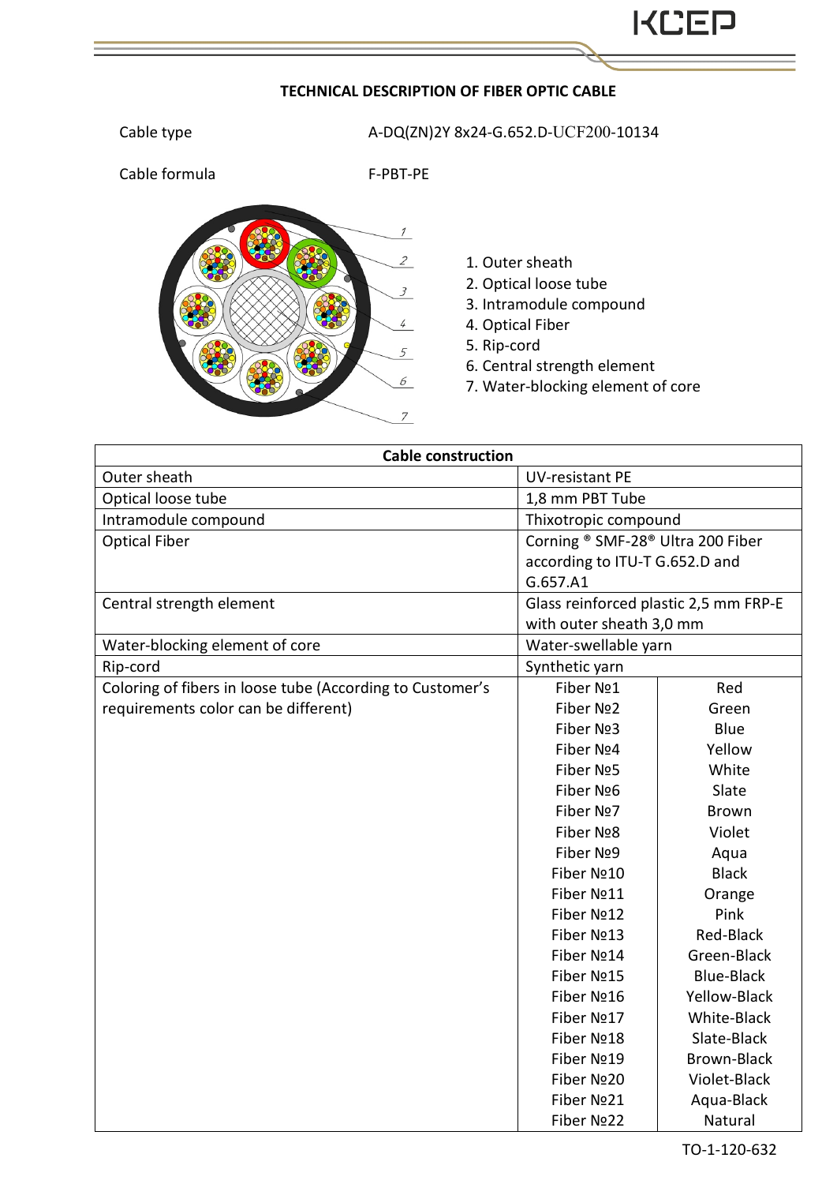# TECHNICAL DESCRIPTION OF FIBER OPTIC CABLE

Cable type A-DQ(ZN)2Y 8x24-G.652.D-UCF200-10134

Cable formula F-PBT-PE

1. Outer sheath
2. Optical loose tube
3. Intramodule compound
4. Optical Fiber
5. Rip-cord
6. Central strength element
7. Water-blocking element of core

| Cable construction | | |
|---|---|---|
| Outer sheath | UV-resistant PE | |
| Optical loose tube | 1,8 mm PBT Tube | |
| Intramodule compound | Thixotropic compound | |
| Optical Fiber | Corning ® SMF-28® Ultra 200 Fiber according to ITU-T G.652.D and G.657.A1 | |
| Central strength element | Glass reinforced plastic 2,5 mm FRP-E with outer sheath 3,0 mm | |
| Water-blocking element of core | Water-swellable yarn | |
| Rip-cord | Synthetic yarn | |
| Coloring of fibers in loose tube (According to Customer's requirements color can be different) | Fiber №1 | Red |
| | Fiber №2 | Green |
| | Fiber №3 | Blue |
| | Fiber №4 | Yellow |
| | Fiber №5 | White |
| | Fiber №6 | Slate |
| | Fiber №7 | Brown |
| | Fiber №8 | Violet |
| | Fiber №9 | Aqua |
| | Fiber №10 | Black |
| | Fiber №11 | Orange |
| | Fiber №12 | Pink |
| | Fiber №13 | Red-Black |
| | Fiber №14 | Green-Black |
| | Fiber №15 | Blue-Black |
| | Fiber №16 | Yellow-Black |
| | Fiber №17 | White-Black |
| | Fiber №18 | Slate-Black |
| | Fiber №19 | Brown-Black |
| | Fiber №20 | Violet-Black |
| | Fiber №21 | Aqua-Black |
| | Fiber №22 | Natural |

TO-1-120-632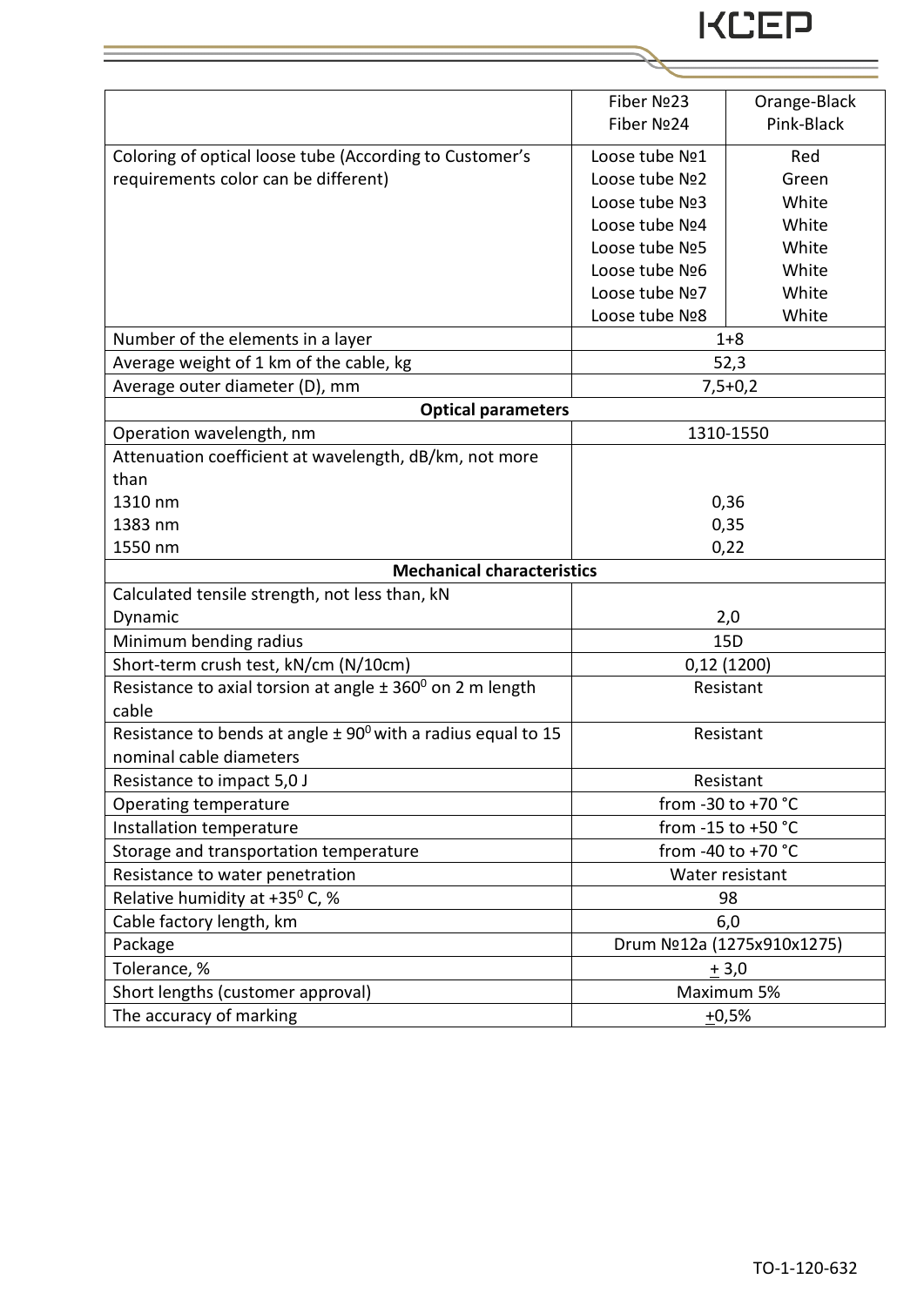| | | |
|---|---|---|
| | Fiber №23<br>Fiber №24 | Orange-Black<br>Pink-Black |
| Coloring of optical loose tube (According to Customer's requirements color can be different) | Loose tube №1<br>Loose tube №2<br>Loose tube №3<br>Loose tube №4<br>Loose tube №5<br>Loose tube №6<br>Loose tube №7<br>Loose tube №8 | Red<br>Green<br>White<br>White<br>White<br>White<br>White<br>White |
| Number of the elements in a layer | 1+8 | |
| Average weight of 1 km of the cable, kg | 52,3 | |
| Average outer diameter (D), mm | 7,5+0,2 | |
| **Optical parameters** | | |
| Operation wavelength, nm | 1310-1550 | |
| Attenuation coefficient at wavelength, dB/km, not more than<br>1310 nm<br>1383 nm<br>1550 nm | <br><br>0,36<br>0,35<br>0,22 | |
| **Mechanical characteristics** | | |
| Calculated tensile strength, not less than, kN<br>Dynamic | <br>2,0 | |
| Minimum bending radius | 15D | |
| Short-term crush test, kN/cm (N/10cm) | 0,12 (1200) | |
| Resistance to axial torsion at angle ± 360$^0$ on 2 m length cable | Resistant | |
| Resistance to bends at angle ± 90$^0$ with a radius equal to 15 nominal cable diameters | Resistant | |
| Resistance to impact 5,0 J | Resistant | |
| Operating temperature | from -30 to +70 °C | |
| Installation temperature | from -15 to +50 °C | |
| Storage and transportation temperature | from -40 to +70 °C | |
| Resistance to water penetration | Water resistant | |
| Relative humidity at +35$^0$ C, % | 98 | |
| Cable factory length, km | 6,0 | |
| Package | Drum №12a (1275x910x1275) | |
| Tolerance, % | ± 3,0 | |
| Short lengths (customer approval) | Maximum 5% | |
| The accuracy of marking | ±0,5% | |

TO-1-120-632